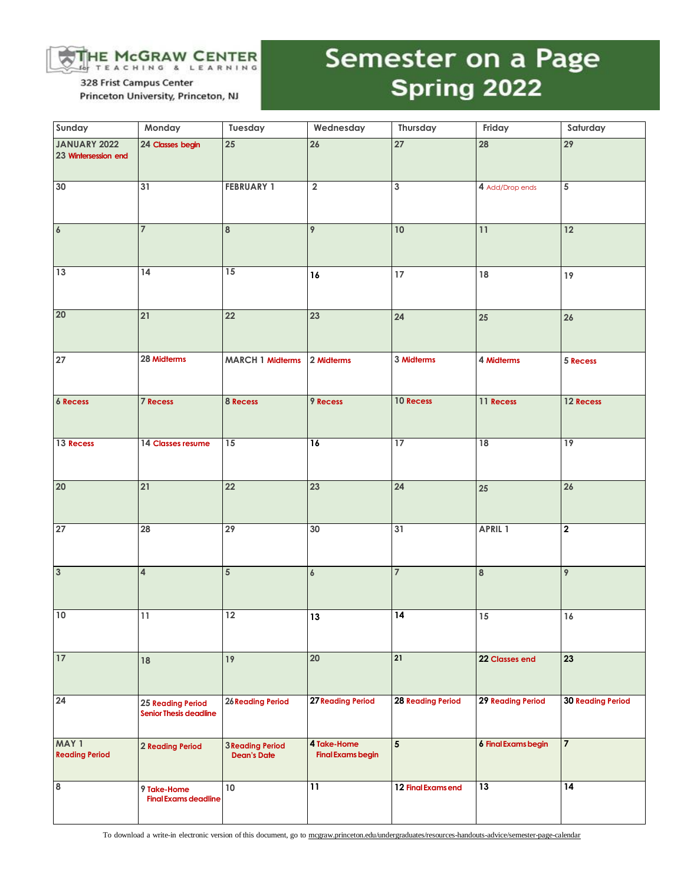THE McGRAW CENTER for TEACHING & LEARNING
328 Frist Campus Center
Princeton University, Princeton, NJ

# Semester on a Page
# Spring 2022

| Sunday | Monday | Tuesday | Wednesday | Thursday | Friday | Saturday |
|---|---|---|---|---|---|---|
| JANUARY 2022 23 Wintersession end | 24 Classes begin | 25 | 26 | 27 | 28 | 29 |
| 30 | 31 | FEBRUARY 1 | 2 | 3 | 4 Add/Drop ends | 5 |
| 6 | 7 | 8 | 9 | 10 | 11 | 12 |
| 13 | 14 | 15 | 16 | 17 | 18 | 19 |
| 20 | 21 | 22 | 23 | 24 | 25 | 26 |
| 27 | 28 Midterms | MARCH 1 Midterms | 2 Midterms | 3 Midterms | 4 Midterms | 5 Recess |
| 6 Recess | 7 Recess | 8 Recess | 9 Recess | 10 Recess | 11 Recess | 12 Recess |
| 13 Recess | 14 Classes resume | 15 | 16 | 17 | 18 | 19 |
| 20 | 21 | 22 | 23 | 24 | 25 | 26 |
| 27 | 28 | 29 | 30 | 31 | APRIL 1 | 2 |
| 3 | 4 | 5 | 6 | 7 | 8 | 9 |
| 10 | 11 | 12 | 13 | 14 | 15 | 16 |
| 17 | 18 | 19 | 20 | 21 | 22 Classes end | 23 |
| 24 | 25 Reading Period Senior Thesis deadline | 26 Reading Period | 27 Reading Period | 28 Reading Period | 29 Reading Period | 30 Reading Period |
| MAY 1 Reading Period | 2 Reading Period | 3 Reading Period Dean's Date | 4 Take-Home Final Exams begin | 5 | 6 Final Exams begin | 7 |
| 8 | 9 Take-Home Final Exams deadline | 10 | 11 | 12 Final Exams end | 13 | 14 |

To download a write-in electronic version of this document, go to mcgraw.princeton.edu/undergraduates/resources-handouts-advice/semester-page-calendar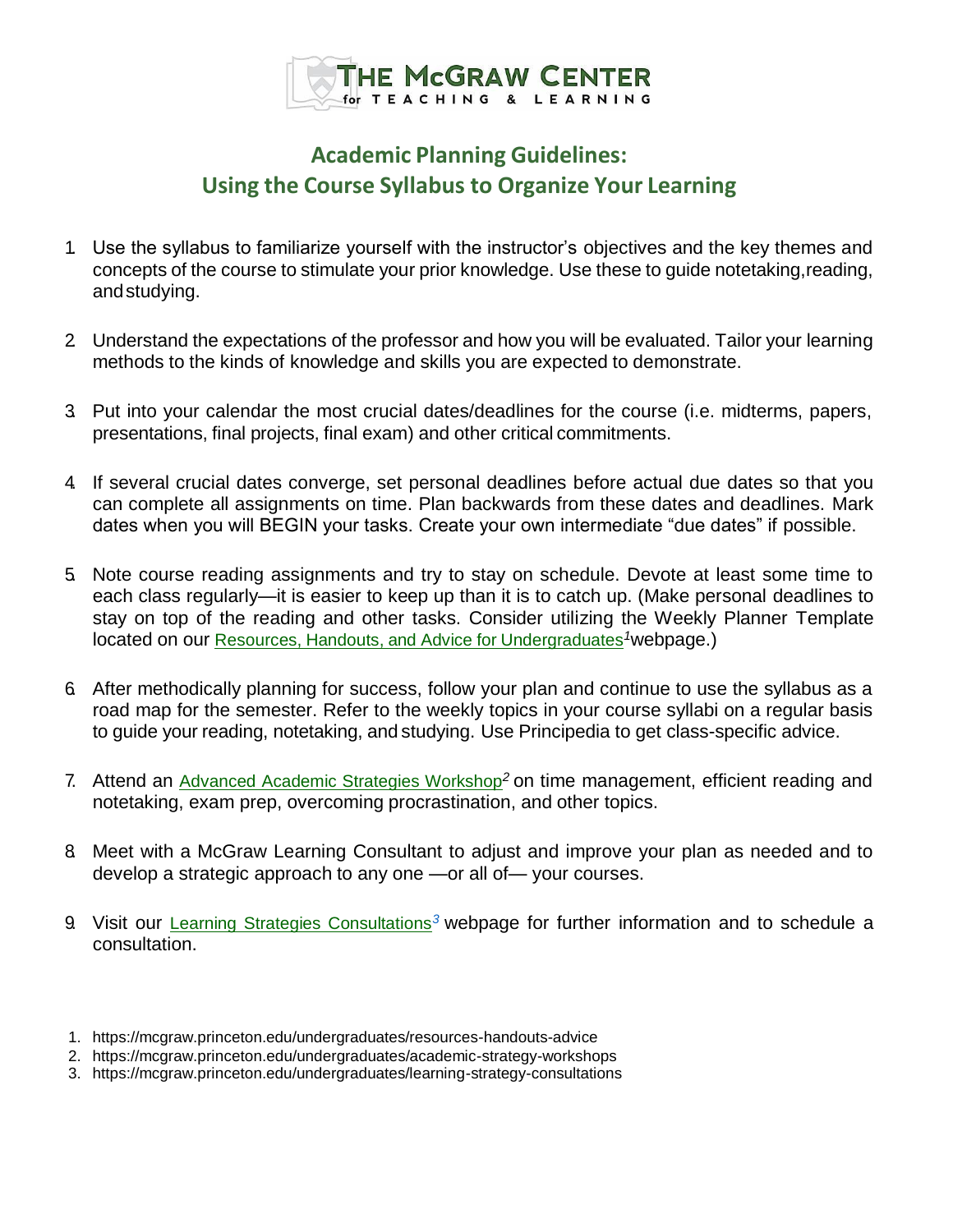THE McGRAW CENTER for TEACHING & LEARNING

## Academic Planning Guidelines: Using the Course Syllabus to Organize Your Learning

1. Use the syllabus to familiarize yourself with the instructor's objectives and the key themes and concepts of the course to stimulate your prior knowledge. Use these to guide notetaking, reading, and studying.

2. Understand the expectations of the professor and how you will be evaluated. Tailor your learning methods to the kinds of knowledge and skills you are expected to demonstrate.

3. Put into your calendar the most crucial dates/deadlines for the course (i.e. midterms, papers, presentations, final projects, final exam) and other critical commitments.

4. If several crucial dates converge, set personal deadlines before actual due dates so that you can complete all assignments on time. Plan backwards from these dates and deadlines. Mark dates when you will BEGIN your tasks. Create your own intermediate "due dates" if possible.

5. Note course reading assignments and try to stay on schedule. Devote at least some time to each class regularly—it is easier to keep up than it is to catch up. (Make personal deadlines to stay on top of the reading and other tasks. Consider utilizing the Weekly Planner Template located on our Resources, Handouts, and Advice for Undergraduates[1] webpage.)

6. After methodically planning for success, follow your plan and continue to use the syllabus as a road map for the semester. Refer to the weekly topics in your course syllabi on a regular basis to guide your reading, notetaking, and studying. Use Principedia to get class-specific advice.

7. Attend an Advanced Academic Strategies Workshop[2] on time management, efficient reading and notetaking, exam prep, overcoming procrastination, and other topics.

8. Meet with a McGraw Learning Consultant to adjust and improve your plan as needed and to develop a strategic approach to any one —or all of— your courses.

9. Visit our Learning Strategies Consultations[3] webpage for further information and to schedule a consultation.

1. https://mcgraw.princeton.edu/undergraduates/resources-handouts-advice
2. https://mcgraw.princeton.edu/undergraduates/academic-strategy-workshops
3. https://mcgraw.princeton.edu/undergraduates/learning-strategy-consultations